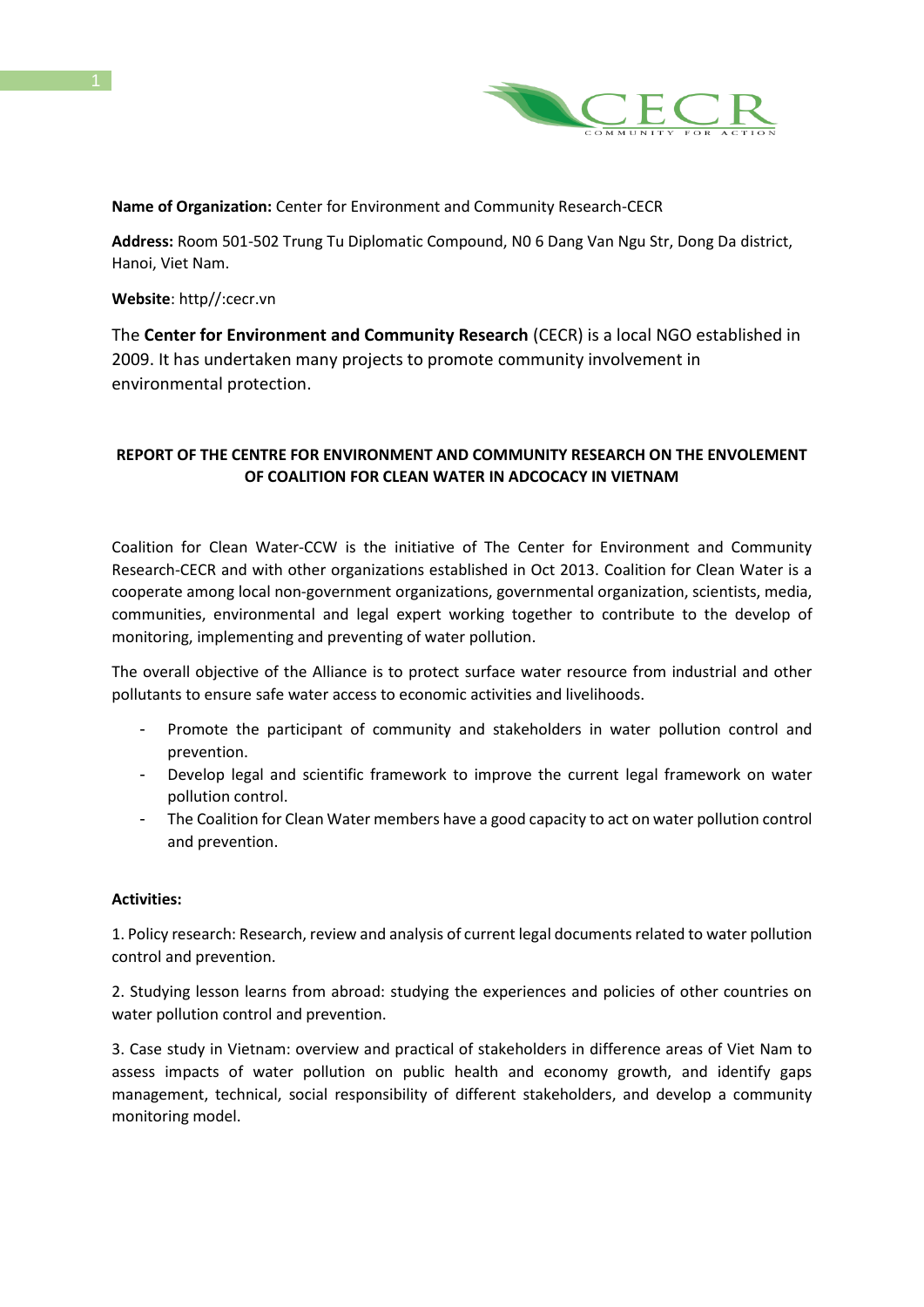**Name of Organization:** Center for Environment and Community Research-CECR

**Address:** Room 501-502 Trung Tu Diplomatic Compound, N0 6 Dang Van Ngu Str, Dong Da district, Hanoi, Viet Nam.

**Website**: http//:cecr.vn

The **Center for Environment and Community Research** (CECR) is a local NGO established in 2009. It has undertaken many projects to promote community involvement in environmental protection.

## REPORT OF THE CENTRE FOR ENVIRONMENT AND COMMUNITY RESEARCH ON THE ENVOLEMENT OF COALITION FOR CLEAN WATER IN ADCOCACY IN VIETNAM

Coalition for Clean Water-CCW is the initiative of The Center for Environment and Community Research-CECR and with other organizations established in Oct 2013. Coalition for Clean Water is a cooperate among local non-government organizations, governmental organization, scientists, media, communities, environmental and legal expert working together to contribute to the develop of monitoring, implementing and preventing of water pollution.

The overall objective of the Alliance is to protect surface water resource from industrial and other pollutants to ensure safe water access to economic activities and livelihoods.

- Promote the participant of community and stakeholders in water pollution control and prevention.
- Develop legal and scientific framework to improve the current legal framework on water pollution control.
- The Coalition for Clean Water members have a good capacity to act on water pollution control and prevention.

**Activities:**

1. Policy research: Research, review and analysis of current legal documents related to water pollution control and prevention.

2. Studying lesson learns from abroad: studying the experiences and policies of other countries on water pollution control and prevention.

3. Case study in Vietnam: overview and practical of stakeholders in difference areas of Viet Nam to assess impacts of water pollution on public health and economy growth, and identify gaps management, technical, social responsibility of different stakeholders, and develop a community monitoring model.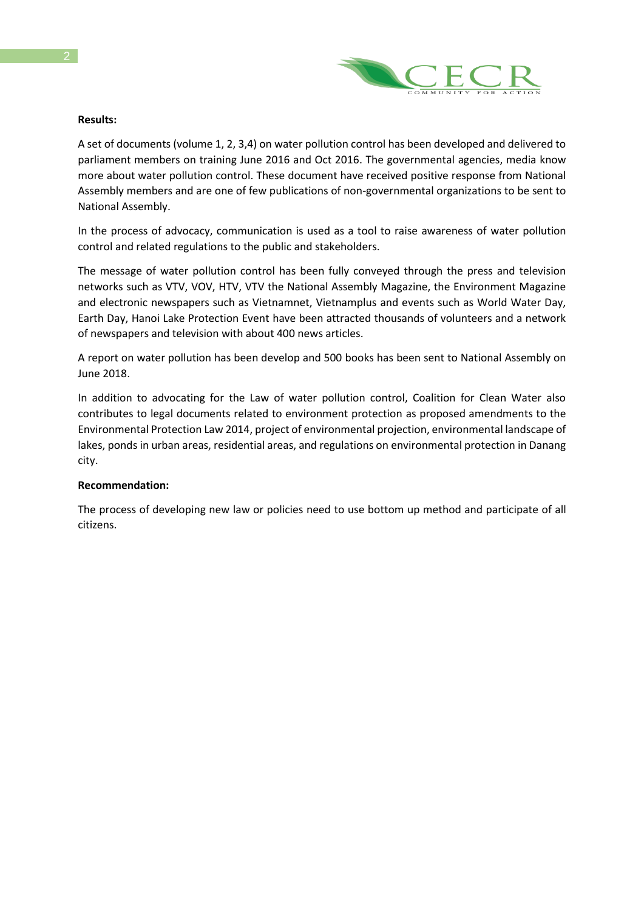**Results:**

A set of documents (volume 1, 2, 3,4) on water pollution control has been developed and delivered to parliament members on training June 2016 and Oct 2016. The governmental agencies, media know more about water pollution control. These document have received positive response from National Assembly members and are one of few publications of non-governmental organizations to be sent to National Assembly.

In the process of advocacy, communication is used as a tool to raise awareness of water pollution control and related regulations to the public and stakeholders.

The message of water pollution control has been fully conveyed through the press and television networks such as VTV, VOV, HTV, VTV the National Assembly Magazine, the Environment Magazine and electronic newspapers such as Vietnamnet, Vietnamplus and events such as World Water Day, Earth Day, Hanoi Lake Protection Event have been attracted thousands of volunteers and a network of newspapers and television with about 400 news articles.

A report on water pollution has been develop and 500 books has been sent to National Assembly on June 2018.

In addition to advocating for the Law of water pollution control, Coalition for Clean Water also contributes to legal documents related to environment protection as proposed amendments to the Environmental Protection Law 2014, project of environmental projection, environmental landscape of lakes, ponds in urban areas, residential areas, and regulations on environmental protection in Danang city.

**Recommendation:**

The process of developing new law or policies need to use bottom up method and participate of all citizens.